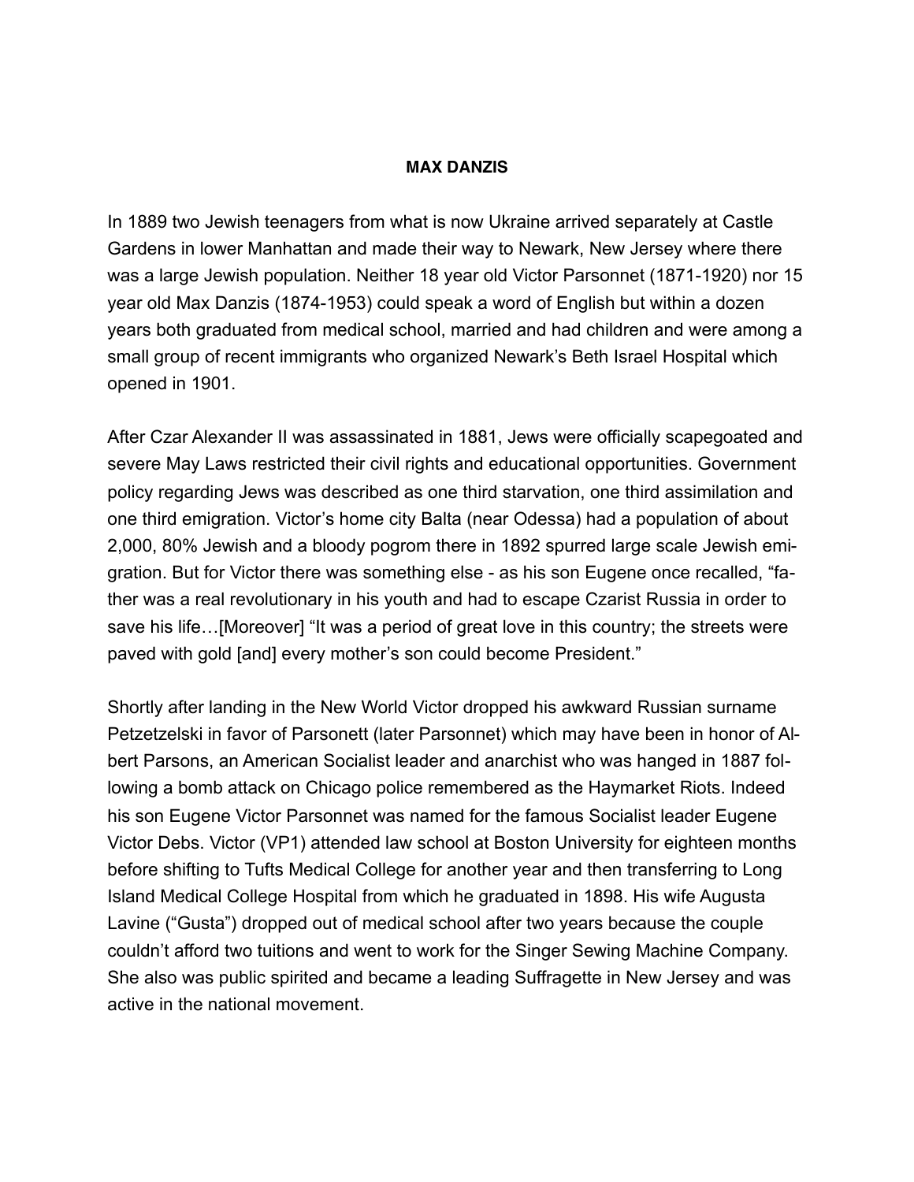**MAX DANZIS**

In 1889 two Jewish teenagers from what is now Ukraine arrived separately at Castle Gardens in lower Manhattan and made their way to Newark, New Jersey where there was a large Jewish population. Neither 18 year old Victor Parsonnet (1871-1920) nor 15 year old Max Danzis (1874-1953) could speak a word of English but within a dozen years both graduated from medical school, married and had children and were among a small group of recent immigrants who organized Newark's Beth Israel Hospital which opened in 1901.

After Czar Alexander II was assassinated in 1881, Jews were officially scapegoated and severe May Laws restricted their civil rights and educational opportunities. Government policy regarding Jews was described as one third starvation, one third assimilation and one third emigration. Victor's home city Balta (near Odessa) had a population of about 2,000, 80% Jewish and a bloody pogrom there in 1892 spurred large scale Jewish emigration. But for Victor there was something else - as his son Eugene once recalled, "father was a real revolutionary in his youth and had to escape Czarist Russia in order to save his life…[Moreover] "It was a period of great love in this country; the streets were paved with gold [and] every mother's son could become President."

Shortly after landing in the New World Victor dropped his awkward Russian surname Petzetzelski in favor of Parsonett (later Parsonnet) which may have been in honor of Albert Parsons, an American Socialist leader and anarchist who was hanged in 1887 following a bomb attack on Chicago police remembered as the Haymarket Riots. Indeed his son Eugene Victor Parsonnet was named for the famous Socialist leader Eugene Victor Debs. Victor (VP1) attended law school at Boston University for eighteen months before shifting to Tufts Medical College for another year and then transferring to Long Island Medical College Hospital from which he graduated in 1898. His wife Augusta Lavine ("Gusta") dropped out of medical school after two years because the couple couldn't afford two tuitions and went to work for the Singer Sewing Machine Company. She also was public spirited and became a leading Suffragette in New Jersey and was active in the national movement.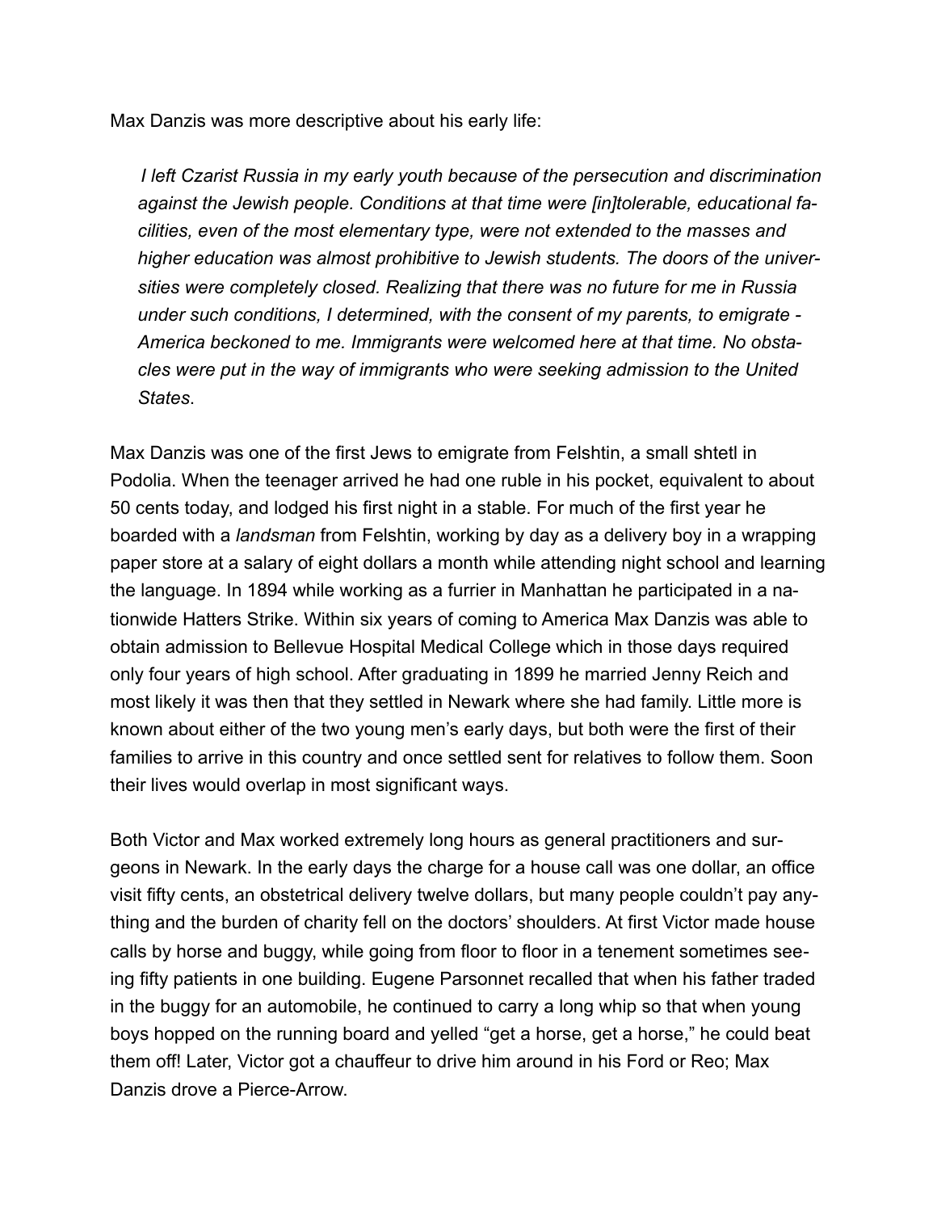Max Danzis was more descriptive about his early life:

> *I left Czarist Russia in my early youth because of the persecution and discrimination against the Jewish people. Conditions at that time were [in]tolerable, educational facilities, even of the most elementary type, were not extended to the masses and higher education was almost prohibitive to Jewish students. The doors of the universities were completely closed. Realizing that there was no future for me in Russia under such conditions, I determined, with the consent of my parents, to emigrate - America beckoned to me. Immigrants were welcomed here at that time. No obstacles were put in the way of immigrants who were seeking admission to the United States*.

Max Danzis was one of the first Jews to emigrate from Felshtin, a small shtetl in Podolia. When the teenager arrived he had one ruble in his pocket, equivalent to about 50 cents today, and lodged his first night in a stable. For much of the first year he boarded with a *landsman* from Felshtin, working by day as a delivery boy in a wrapping paper store at a salary of eight dollars a month while attending night school and learning the language. In 1894 while working as a furrier in Manhattan he participated in a nationwide Hatters Strike. Within six years of coming to America Max Danzis was able to obtain admission to Bellevue Hospital Medical College which in those days required only four years of high school. After graduating in 1899 he married Jenny Reich and most likely it was then that they settled in Newark where she had family. Little more is known about either of the two young men's early days, but both were the first of their families to arrive in this country and once settled sent for relatives to follow them. Soon their lives would overlap in most significant ways.

Both Victor and Max worked extremely long hours as general practitioners and surgeons in Newark. In the early days the charge for a house call was one dollar, an office visit fifty cents, an obstetrical delivery twelve dollars, but many people couldn't pay anything and the burden of charity fell on the doctors' shoulders. At first Victor made house calls by horse and buggy, while going from floor to floor in a tenement sometimes seeing fifty patients in one building. Eugene Parsonnet recalled that when his father traded in the buggy for an automobile, he continued to carry a long whip so that when young boys hopped on the running board and yelled "get a horse, get a horse," he could beat them off! Later, Victor got a chauffeur to drive him around in his Ford or Reo; Max Danzis drove a Pierce-Arrow.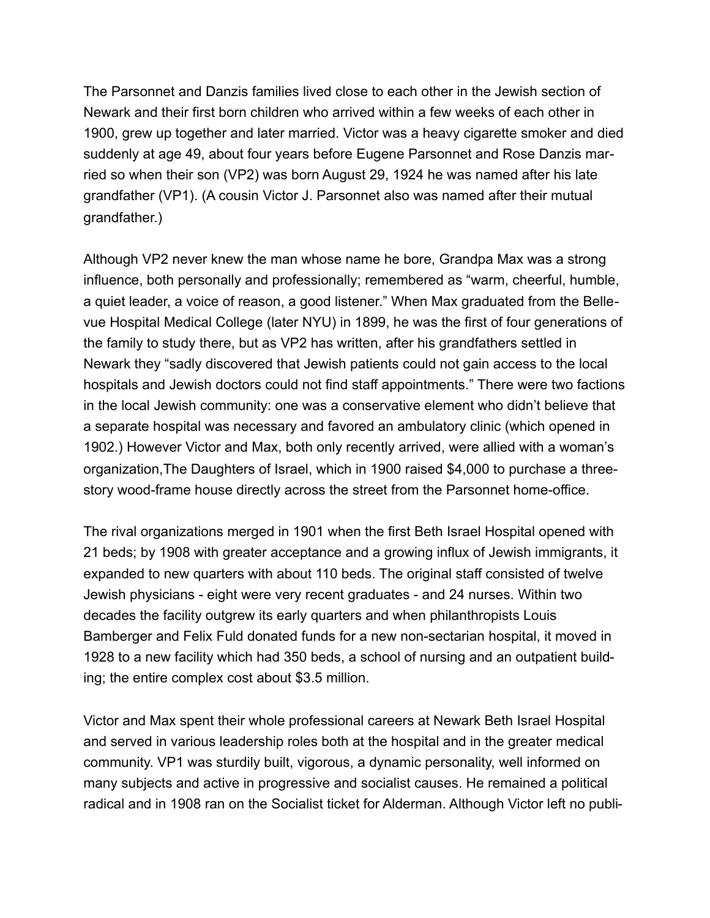The Parsonnet and Danzis families lived close to each other in the Jewish section of Newark and their first born children who arrived within a few weeks of each other in 1900, grew up together and later married. Victor was a heavy cigarette smoker and died suddenly at age 49, about four years before Eugene Parsonnet and Rose Danzis married so when their son (VP2) was born August 29, 1924 he was named after his late grandfather (VP1). (A cousin Victor J. Parsonnet also was named after their mutual grandfather.)

Although VP2 never knew the man whose name he bore, Grandpa Max was a strong influence, both personally and professionally; remembered as "warm, cheerful, humble, a quiet leader, a voice of reason, a good listener." When Max graduated from the Bellevue Hospital Medical College (later NYU) in 1899, he was the first of four generations of the family to study there, but as VP2 has written, after his grandfathers settled in Newark they "sadly discovered that Jewish patients could not gain access to the local hospitals and Jewish doctors could not find staff appointments." There were two factions in the local Jewish community: one was a conservative element who didn't believe that a separate hospital was necessary and favored an ambulatory clinic (which opened in 1902.) However Victor and Max, both only recently arrived, were allied with a woman's organization,The Daughters of Israel, which in 1900 raised $4,000 to purchase a three-story wood-frame house directly across the street from the Parsonnet home-office.

The rival organizations merged in 1901 when the first Beth Israel Hospital opened with 21 beds; by 1908 with greater acceptance and a growing influx of Jewish immigrants, it expanded to new quarters with about 110 beds. The original staff consisted of twelve Jewish physicians - eight were very recent graduates - and 24 nurses. Within two decades the facility outgrew its early quarters and when philanthropists Louis Bamberger and Felix Fuld donated funds for a new non-sectarian hospital, it moved in 1928 to a new facility which had 350 beds, a school of nursing and an outpatient building; the entire complex cost about $3.5 million.

Victor and Max spent their whole professional careers at Newark Beth Israel Hospital and served in various leadership roles both at the hospital and in the greater medical community. VP1 was sturdily built, vigorous, a dynamic personality, well informed on many subjects and active in progressive and socialist causes. He remained a political radical and in 1908 ran on the Socialist ticket for Alderman. Although Victor left no publi-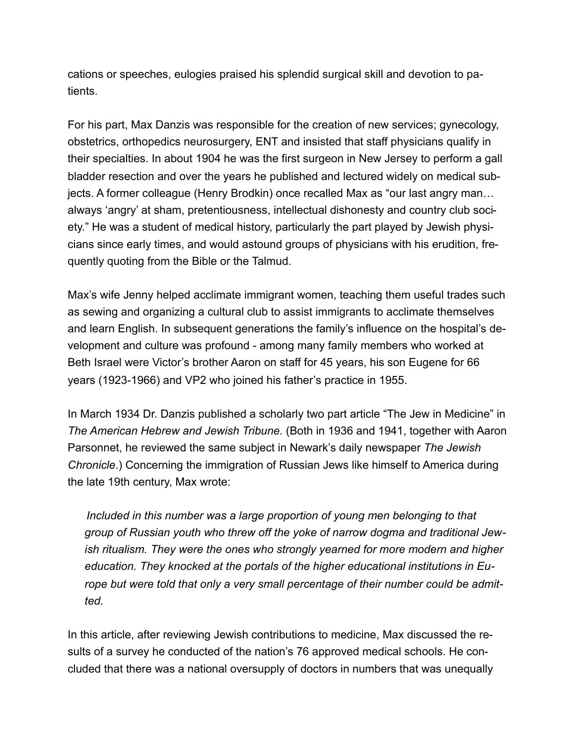cations or speeches, eulogies praised his splendid surgical skill and devotion to patients.

For his part, Max Danzis was responsible for the creation of new services; gynecology, obstetrics, orthopedics neurosurgery, ENT and insisted that staff physicians qualify in their specialties. In about 1904 he was the first surgeon in New Jersey to perform a gall bladder resection and over the years he published and lectured widely on medical subjects. A former colleague (Henry Brodkin) once recalled Max as "our last angry man… always 'angry' at sham, pretentiousness, intellectual dishonesty and country club society." He was a student of medical history, particularly the part played by Jewish physicians since early times, and would astound groups of physicians with his erudition, frequently quoting from the Bible or the Talmud.

Max's wife Jenny helped acclimate immigrant women, teaching them useful trades such as sewing and organizing a cultural club to assist immigrants to acclimate themselves and learn English. In subsequent generations the family's influence on the hospital's development and culture was profound - among many family members who worked at Beth Israel were Victor's brother Aaron on staff for 45 years, his son Eugene for 66 years (1923-1966) and VP2 who joined his father's practice in 1955.

In March 1934 Dr. Danzis published a scholarly two part article "The Jew in Medicine" in *The American Hebrew and Jewish Tribune.* (Both in 1936 and 1941, together with Aaron Parsonnet, he reviewed the same subject in Newark's daily newspaper *The Jewish Chronicle*.) Concerning the immigration of Russian Jews like himself to America during the late 19th century, Max wrote:

> *Included in this number was a large proportion of young men belonging to that group of Russian youth who threw off the yoke of narrow dogma and traditional Jewish ritualism. They were the ones who strongly yearned for more modern and higher education. They knocked at the portals of the higher educational institutions in Europe but were told that only a very small percentage of their number could be admitted.*

In this article, after reviewing Jewish contributions to medicine, Max discussed the results of a survey he conducted of the nation's 76 approved medical schools. He concluded that there was a national oversupply of doctors in numbers that was unequally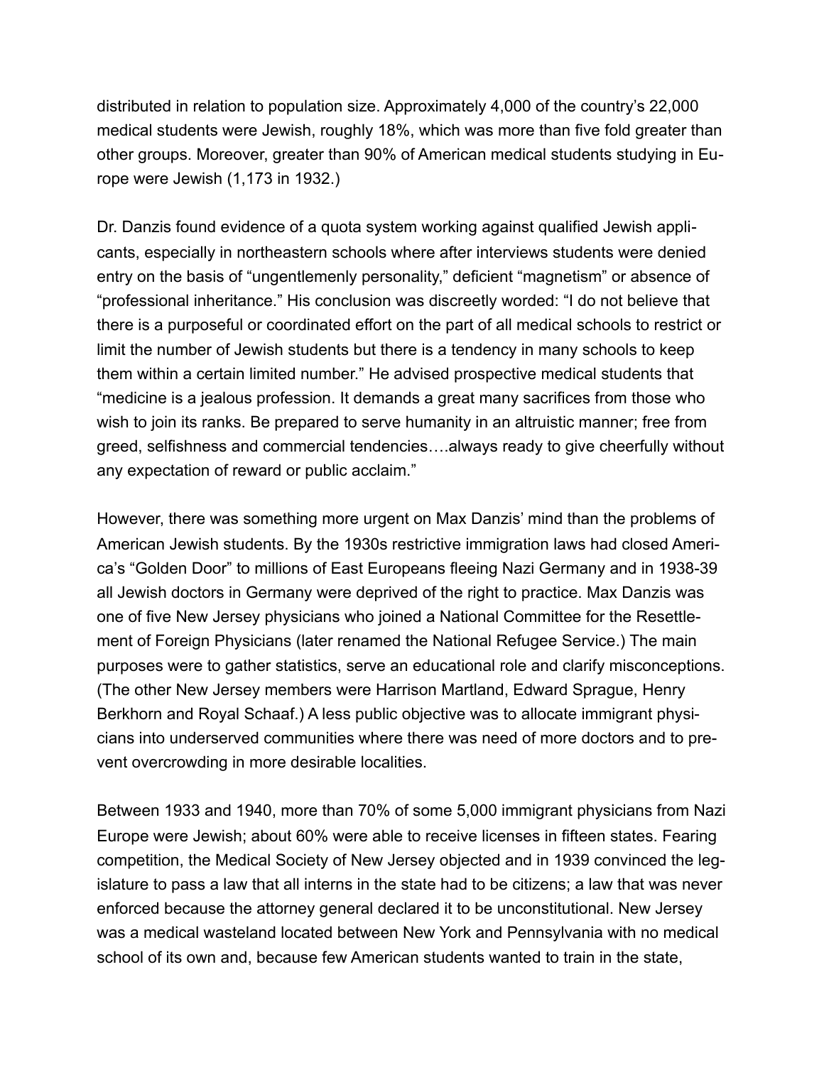distributed in relation to population size. Approximately 4,000 of the country's 22,000 medical students were Jewish, roughly 18%, which was more than five fold greater than other groups. Moreover, greater than 90% of American medical students studying in Europe were Jewish (1,173 in 1932.)

Dr. Danzis found evidence of a quota system working against qualified Jewish applicants, especially in northeastern schools where after interviews students were denied entry on the basis of "ungentlemenly personality," deficient "magnetism" or absence of "professional inheritance." His conclusion was discreetly worded: "I do not believe that there is a purposeful or coordinated effort on the part of all medical schools to restrict or limit the number of Jewish students but there is a tendency in many schools to keep them within a certain limited number." He advised prospective medical students that "medicine is a jealous profession. It demands a great many sacrifices from those who wish to join its ranks. Be prepared to serve humanity in an altruistic manner; free from greed, selfishness and commercial tendencies….always ready to give cheerfully without any expectation of reward or public acclaim."

However, there was something more urgent on Max Danzis' mind than the problems of American Jewish students. By the 1930s restrictive immigration laws had closed America's "Golden Door" to millions of East Europeans fleeing Nazi Germany and in 1938-39 all Jewish doctors in Germany were deprived of the right to practice. Max Danzis was one of five New Jersey physicians who joined a National Committee for the Resettlement of Foreign Physicians (later renamed the National Refugee Service.) The main purposes were to gather statistics, serve an educational role and clarify misconceptions. (The other New Jersey members were Harrison Martland, Edward Sprague, Henry Berkhorn and Royal Schaaf.) A less public objective was to allocate immigrant physicians into underserved communities where there was need of more doctors and to prevent overcrowding in more desirable localities.

Between 1933 and 1940, more than 70% of some 5,000 immigrant physicians from Nazi Europe were Jewish; about 60% were able to receive licenses in fifteen states. Fearing competition, the Medical Society of New Jersey objected and in 1939 convinced the legislature to pass a law that all interns in the state had to be citizens; a law that was never enforced because the attorney general declared it to be unconstitutional. New Jersey was a medical wasteland located between New York and Pennsylvania with no medical school of its own and, because few American students wanted to train in the state,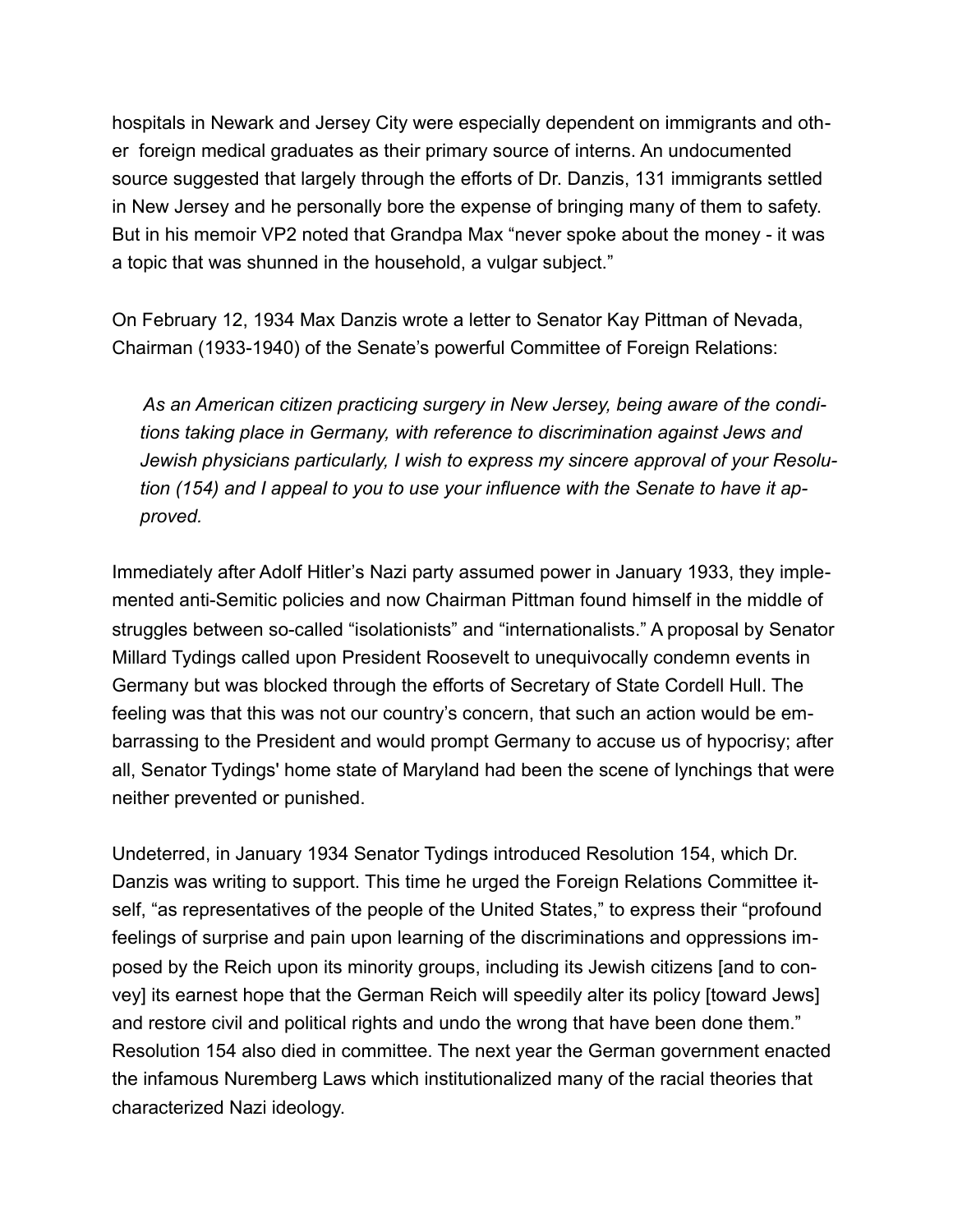hospitals in Newark and Jersey City were especially dependent on immigrants and other foreign medical graduates as their primary source of interns. An undocumented source suggested that largely through the efforts of Dr. Danzis, 131 immigrants settled in New Jersey and he personally bore the expense of bringing many of them to safety. But in his memoir VP2 noted that Grandpa Max "never spoke about the money - it was a topic that was shunned in the household, a vulgar subject."

On February 12, 1934 Max Danzis wrote a letter to Senator Kay Pittman of Nevada, Chairman (1933-1940) of the Senate's powerful Committee of Foreign Relations:

> *As an American citizen practicing surgery in New Jersey, being aware of the conditions taking place in Germany, with reference to discrimination against Jews and Jewish physicians particularly, I wish to express my sincere approval of your Resolution (154) and I appeal to you to use your influence with the Senate to have it approved.*

Immediately after Adolf Hitler's Nazi party assumed power in January 1933, they implemented anti-Semitic policies and now Chairman Pittman found himself in the middle of struggles between so-called "isolationists" and "internationalists." A proposal by Senator Millard Tydings called upon President Roosevelt to unequivocally condemn events in Germany but was blocked through the efforts of Secretary of State Cordell Hull. The feeling was that this was not our country's concern, that such an action would be embarrassing to the President and would prompt Germany to accuse us of hypocrisy; after all, Senator Tydings' home state of Maryland had been the scene of lynchings that were neither prevented or punished.

Undeterred, in January 1934 Senator Tydings introduced Resolution 154, which Dr. Danzis was writing to support. This time he urged the Foreign Relations Committee itself, "as representatives of the people of the United States," to express their "profound feelings of surprise and pain upon learning of the discriminations and oppressions imposed by the Reich upon its minority groups, including its Jewish citizens [and to convey] its earnest hope that the German Reich will speedily alter its policy [toward Jews] and restore civil and political rights and undo the wrong that have been done them." Resolution 154 also died in committee. The next year the German government enacted the infamous Nuremberg Laws which institutionalized many of the racial theories that characterized Nazi ideology.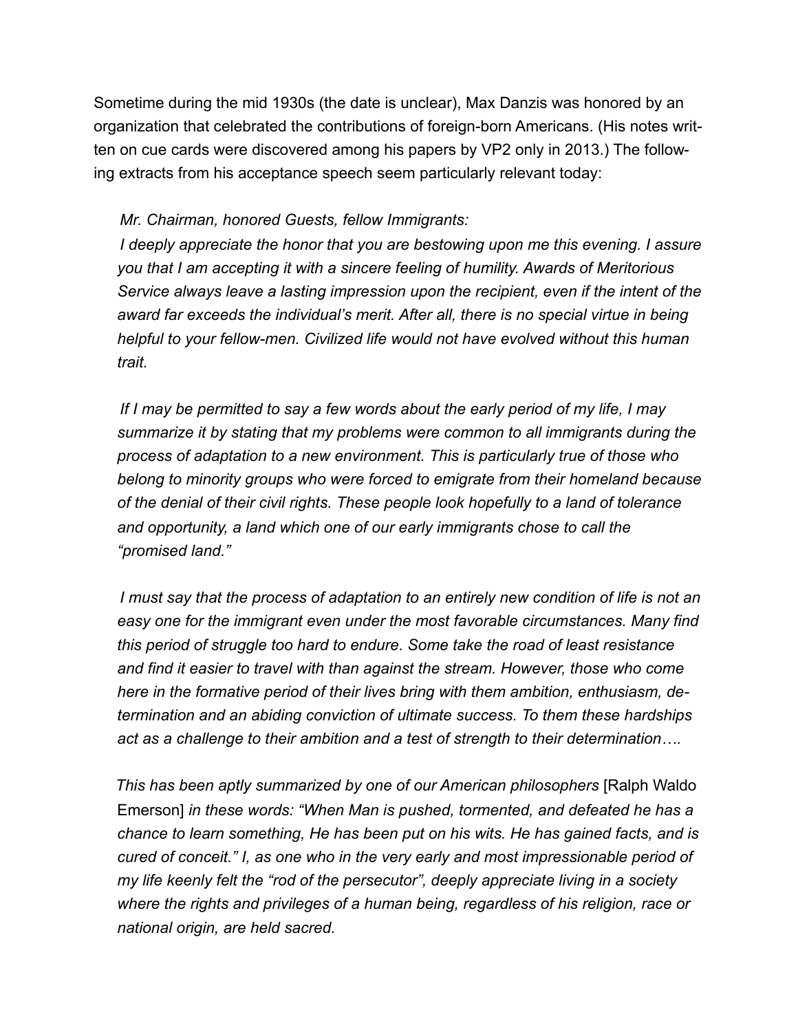Sometime during the mid 1930s (the date is unclear), Max Danzis was honored by an organization that celebrated the contributions of foreign-born Americans. (His notes written on cue cards were discovered among his papers by VP2 only in 2013.) The following extracts from his acceptance speech seem particularly relevant today:

> *Mr. Chairman, honored Guests, fellow Immigrants:*
>
> *I deeply appreciate the honor that you are bestowing upon me this evening. I assure you that I am accepting it with a sincere feeling of humility. Awards of Meritorious Service always leave a lasting impression upon the recipient, even if the intent of the award far exceeds the individual's merit. After all, there is no special virtue in being helpful to your fellow-men. Civilized life would not have evolved without this human trait.*
>
> *If I may be permitted to say a few words about the early period of my life, I may summarize it by stating that my problems were common to all immigrants during the process of adaptation to a new environment. This is particularly true of those who belong to minority groups who were forced to emigrate from their homeland because of the denial of their civil rights. These people look hopefully to a land of tolerance and opportunity, a land which one of our early immigrants chose to call the "promised land."*
>
> *I must say that the process of adaptation to an entirely new condition of life is not an easy one for the immigrant even under the most favorable circumstances. Many find this period of struggle too hard to endure. Some take the road of least resistance and find it easier to travel with than against the stream. However, those who come here in the formative period of their lives bring with them ambition, enthusiasm, determination and an abiding conviction of ultimate success. To them these hardships act as a challenge to their ambition and a test of strength to their determination….*
>
> *This has been aptly summarized by one of our American philosophers* [Ralph Waldo Emerson] *in these words: "When Man is pushed, tormented, and defeated he has a chance to learn something, He has been put on his wits. He has gained facts, and is cured of conceit." I, as one who in the very early and most impressionable period of my life keenly felt the "rod of the persecutor", deeply appreciate living in a society where the rights and privileges of a human being, regardless of his religion, race or national origin, are held sacred.*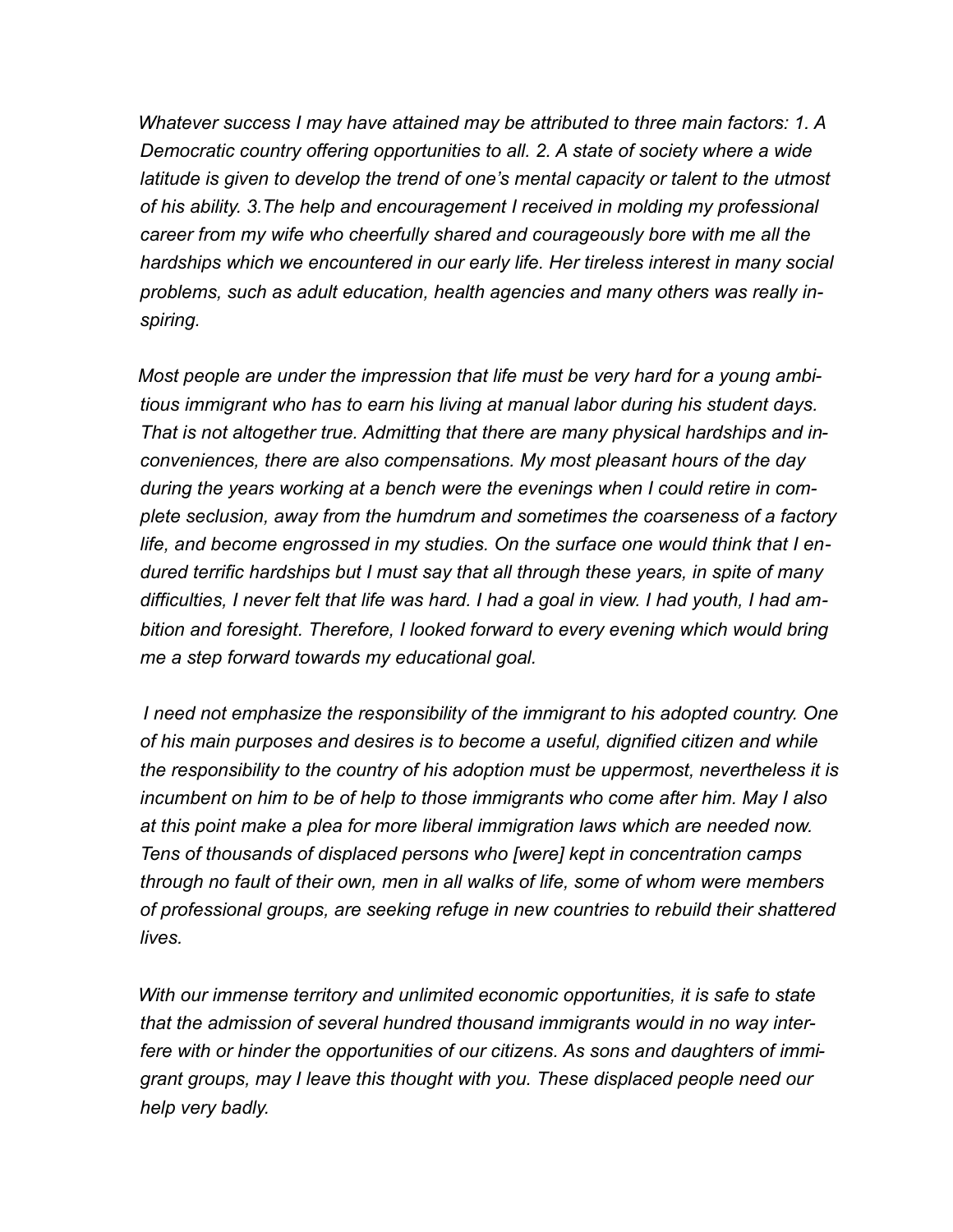*Whatever success I may have attained may be attributed to three main factors: 1. A Democratic country offering opportunities to all. 2. A state of society where a wide latitude is given to develop the trend of one's mental capacity or talent to the utmost of his ability. 3.The help and encouragement I received in molding my professional career from my wife who cheerfully shared and courageously bore with me all the hardships which we encountered in our early life. Her tireless interest in many social problems, such as adult education, health agencies and many others was really inspiring.*

*Most people are under the impression that life must be very hard for a young ambitious immigrant who has to earn his living at manual labor during his student days. That is not altogether true. Admitting that there are many physical hardships and inconveniences, there are also compensations. My most pleasant hours of the day during the years working at a bench were the evenings when I could retire in complete seclusion, away from the humdrum and sometimes the coarseness of a factory life, and become engrossed in my studies. On the surface one would think that I endured terrific hardships but I must say that all through these years, in spite of many difficulties, I never felt that life was hard. I had a goal in view. I had youth, I had ambition and foresight. Therefore, I looked forward to every evening which would bring me a step forward towards my educational goal.*

*I need not emphasize the responsibility of the immigrant to his adopted country. One of his main purposes and desires is to become a useful, dignified citizen and while the responsibility to the country of his adoption must be uppermost, nevertheless it is incumbent on him to be of help to those immigrants who come after him. May I also at this point make a plea for more liberal immigration laws which are needed now. Tens of thousands of displaced persons who [were] kept in concentration camps through no fault of their own, men in all walks of life, some of whom were members of professional groups, are seeking refuge in new countries to rebuild their shattered lives.*

*With our immense territory and unlimited economic opportunities, it is safe to state that the admission of several hundred thousand immigrants would in no way interfere with or hinder the opportunities of our citizens. As sons and daughters of immigrant groups, may I leave this thought with you. These displaced people need our help very badly.*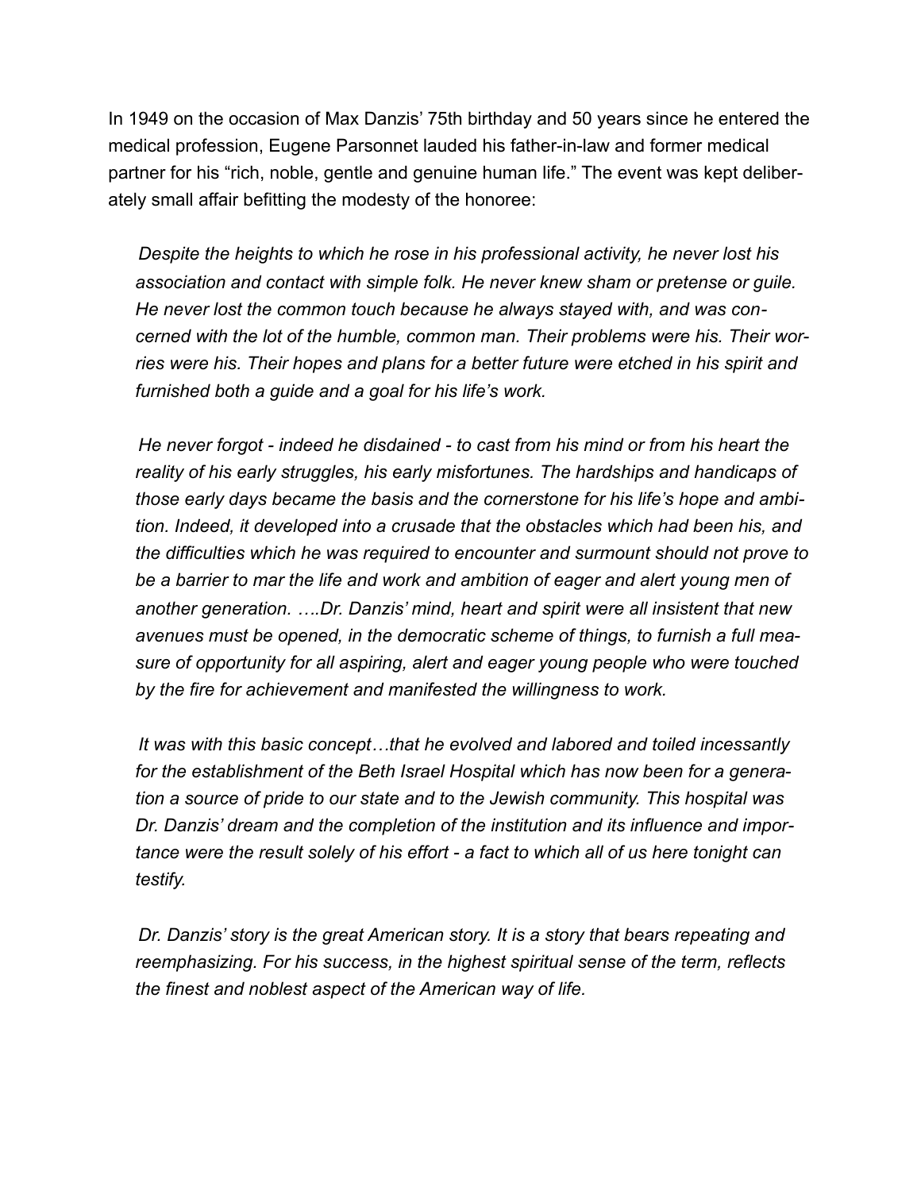In 1949 on the occasion of Max Danzis' 75th birthday and 50 years since he entered the medical profession, Eugene Parsonnet lauded his father-in-law and former medical partner for his "rich, noble, gentle and genuine human life." The event was kept deliberately small affair befitting the modesty of the honoree:

> *Despite the heights to which he rose in his professional activity, he never lost his association and contact with simple folk. He never knew sham or pretense or guile. He never lost the common touch because he always stayed with, and was concerned with the lot of the humble, common man. Their problems were his. Their worries were his. Their hopes and plans for a better future were etched in his spirit and furnished both a guide and a goal for his life's work.*
>
> *He never forgot - indeed he disdained - to cast from his mind or from his heart the reality of his early struggles, his early misfortunes. The hardships and handicaps of those early days became the basis and the cornerstone for his life's hope and ambition. Indeed, it developed into a crusade that the obstacles which had been his, and the difficulties which he was required to encounter and surmount should not prove to be a barrier to mar the life and work and ambition of eager and alert young men of another generation. ….Dr. Danzis' mind, heart and spirit were all insistent that new avenues must be opened, in the democratic scheme of things, to furnish a full measure of opportunity for all aspiring, alert and eager young people who were touched by the fire for achievement and manifested the willingness to work.*
>
> *It was with this basic concept…that he evolved and labored and toiled incessantly for the establishment of the Beth Israel Hospital which has now been for a generation a source of pride to our state and to the Jewish community. This hospital was Dr. Danzis' dream and the completion of the institution and its influence and importance were the result solely of his effort - a fact to which all of us here tonight can testify.*
>
> *Dr. Danzis' story is the great American story. It is a story that bears repeating and reemphasizing. For his success, in the highest spiritual sense of the term, reflects the finest and noblest aspect of the American way of life.*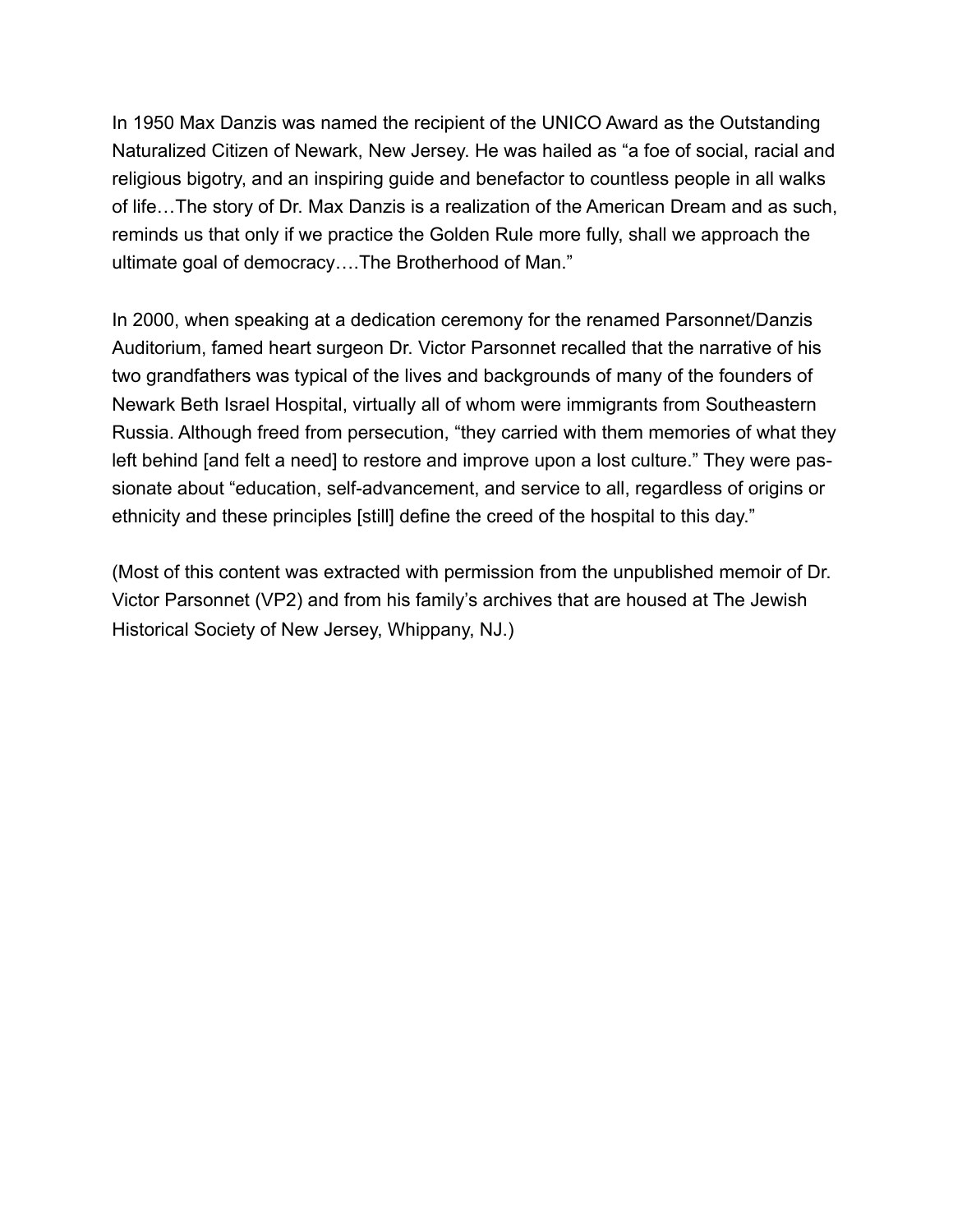In 1950 Max Danzis was named the recipient of the UNICO Award as the Outstanding Naturalized Citizen of Newark, New Jersey. He was hailed as "a foe of social, racial and religious bigotry, and an inspiring guide and benefactor to countless people in all walks of life…The story of Dr. Max Danzis is a realization of the American Dream and as such, reminds us that only if we practice the Golden Rule more fully, shall we approach the ultimate goal of democracy….The Brotherhood of Man."

In 2000, when speaking at a dedication ceremony for the renamed Parsonnet/Danzis Auditorium, famed heart surgeon Dr. Victor Parsonnet recalled that the narrative of his two grandfathers was typical of the lives and backgrounds of many of the founders of Newark Beth Israel Hospital, virtually all of whom were immigrants from Southeastern Russia. Although freed from persecution, "they carried with them memories of what they left behind [and felt a need] to restore and improve upon a lost culture." They were passionate about "education, self-advancement, and service to all, regardless of origins or ethnicity and these principles [still] define the creed of the hospital to this day."

(Most of this content was extracted with permission from the unpublished memoir of Dr. Victor Parsonnet (VP2) and from his family's archives that are housed at The Jewish Historical Society of New Jersey, Whippany, NJ.)